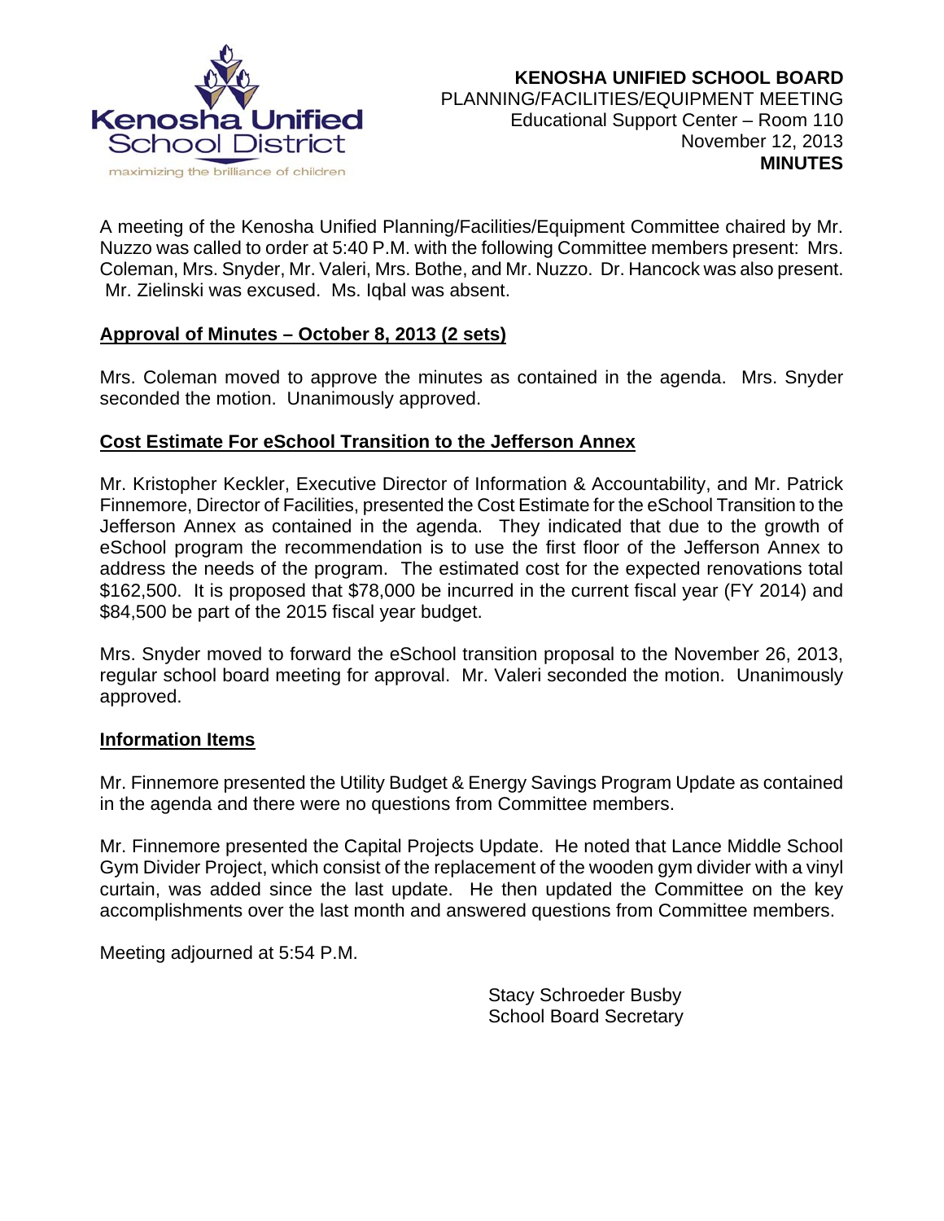Kenosha Unified School District
maximizing the brilliance of children

**KENOSHA UNIFIED SCHOOL BOARD**
PLANNING/FACILITIES/EQUIPMENT MEETING
Educational Support Center – Room 110
November 12, 2013
**MINUTES**

A meeting of the Kenosha Unified Planning/Facilities/Equipment Committee chaired by Mr. Nuzzo was called to order at 5:40 P.M. with the following Committee members present: Mrs. Coleman, Mrs. Snyder, Mr. Valeri, Mrs. Bothe, and Mr. Nuzzo. Dr. Hancock was also present. Mr. Zielinski was excused. Ms. Iqbal was absent.

**Approval of Minutes – October 8, 2013 (2 sets)**

Mrs. Coleman moved to approve the minutes as contained in the agenda. Mrs. Snyder seconded the motion. Unanimously approved.

**Cost Estimate For eSchool Transition to the Jefferson Annex**

Mr. Kristopher Keckler, Executive Director of Information & Accountability, and Mr. Patrick Finnemore, Director of Facilities, presented the Cost Estimate for the eSchool Transition to the Jefferson Annex as contained in the agenda. They indicated that due to the growth of eSchool program the recommendation is to use the first floor of the Jefferson Annex to address the needs of the program. The estimated cost for the expected renovations total $162,500. It is proposed that $78,000 be incurred in the current fiscal year (FY 2014) and $84,500 be part of the 2015 fiscal year budget.

Mrs. Snyder moved to forward the eSchool transition proposal to the November 26, 2013, regular school board meeting for approval. Mr. Valeri seconded the motion. Unanimously approved.

**Information Items**

Mr. Finnemore presented the Utility Budget & Energy Savings Program Update as contained in the agenda and there were no questions from Committee members.

Mr. Finnemore presented the Capital Projects Update. He noted that Lance Middle School Gym Divider Project, which consist of the replacement of the wooden gym divider with a vinyl curtain, was added since the last update. He then updated the Committee on the key accomplishments over the last month and answered questions from Committee members.

Meeting adjourned at 5:54 P.M.

Stacy Schroeder Busby
School Board Secretary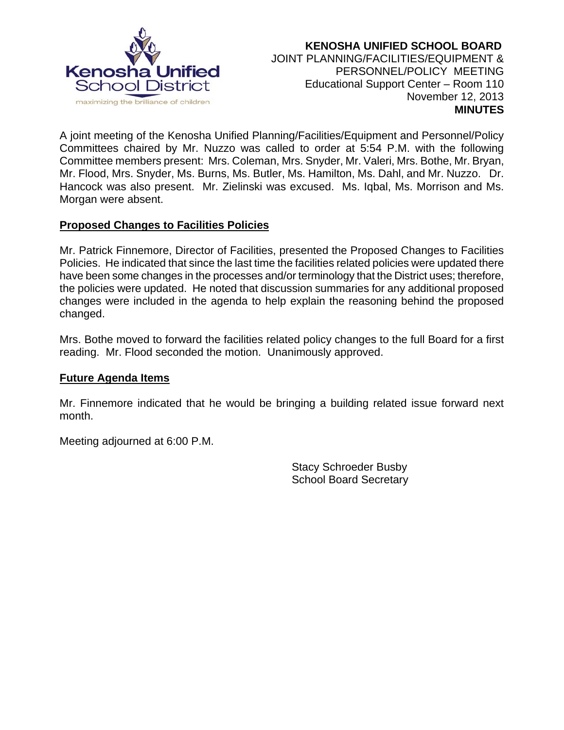**KENOSHA UNIFIED SCHOOL BOARD**
JOINT PLANNING/FACILITIES/EQUIPMENT & PERSONNEL/POLICY MEETING
Educational Support Center – Room 110
November 12, 2013
**MINUTES**

A joint meeting of the Kenosha Unified Planning/Facilities/Equipment and Personnel/Policy Committees chaired by Mr. Nuzzo was called to order at 5:54 P.M. with the following Committee members present: Mrs. Coleman, Mrs. Snyder, Mr. Valeri, Mrs. Bothe, Mr. Bryan, Mr. Flood, Mrs. Snyder, Ms. Burns, Ms. Butler, Ms. Hamilton, Ms. Dahl, and Mr. Nuzzo. Dr. Hancock was also present. Mr. Zielinski was excused. Ms. Iqbal, Ms. Morrison and Ms. Morgan were absent.

**Proposed Changes to Facilities Policies**

Mr. Patrick Finnemore, Director of Facilities, presented the Proposed Changes to Facilities Policies. He indicated that since the last time the facilities related policies were updated there have been some changes in the processes and/or terminology that the District uses; therefore, the policies were updated. He noted that discussion summaries for any additional proposed changes were included in the agenda to help explain the reasoning behind the proposed changed.

Mrs. Bothe moved to forward the facilities related policy changes to the full Board for a first reading. Mr. Flood seconded the motion. Unanimously approved.

**Future Agenda Items**

Mr. Finnemore indicated that he would be bringing a building related issue forward next month.

Meeting adjourned at 6:00 P.M.

Stacy Schroeder Busby
School Board Secretary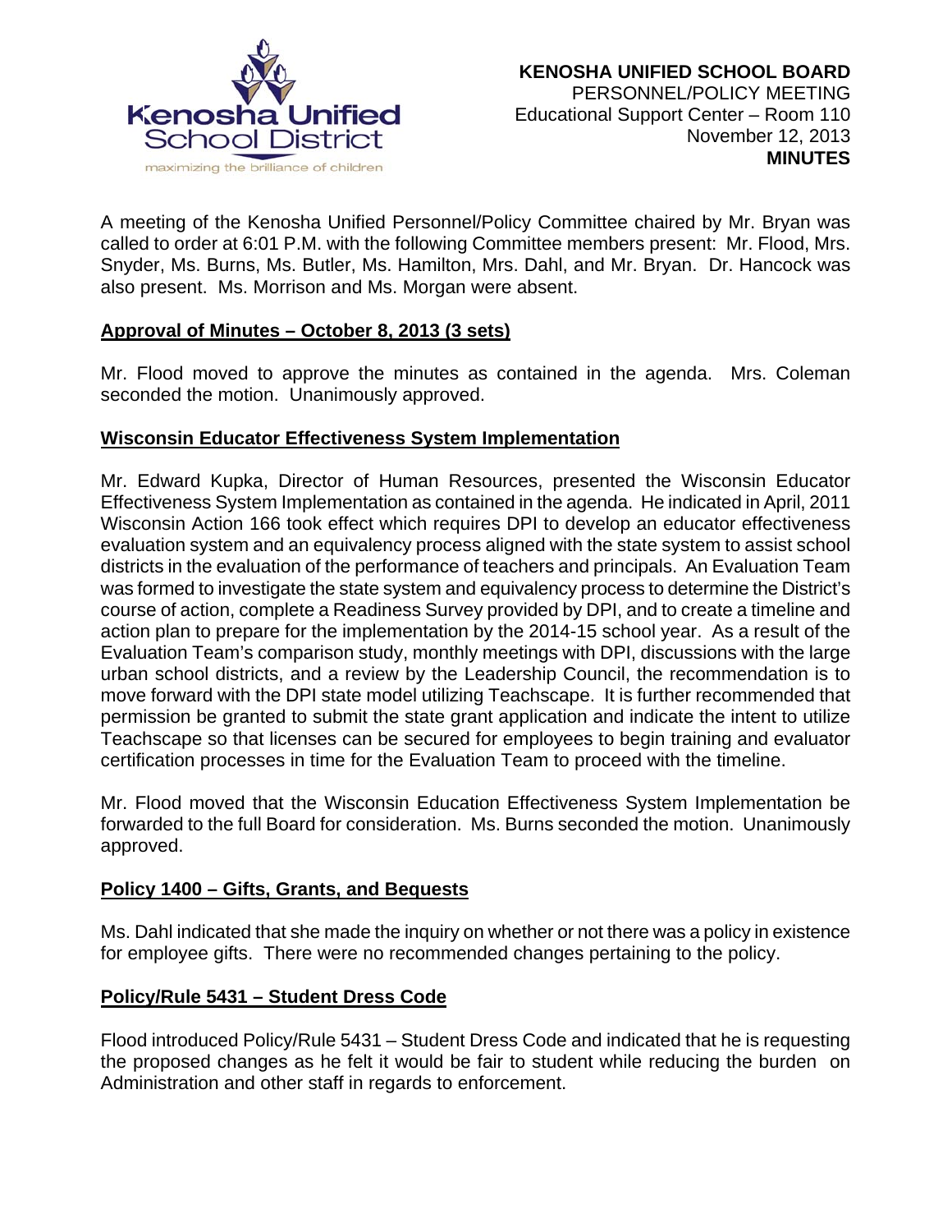**KENOSHA UNIFIED SCHOOL BOARD**
PERSONNEL/POLICY MEETING
Educational Support Center – Room 110
November 12, 2013
**MINUTES**

A meeting of the Kenosha Unified Personnel/Policy Committee chaired by Mr. Bryan was called to order at 6:01 P.M. with the following Committee members present: Mr. Flood, Mrs. Snyder, Ms. Burns, Ms. Butler, Ms. Hamilton, Mrs. Dahl, and Mr. Bryan. Dr. Hancock was also present. Ms. Morrison and Ms. Morgan were absent.

**Approval of Minutes – October 8, 2013 (3 sets)**

Mr. Flood moved to approve the minutes as contained in the agenda. Mrs. Coleman seconded the motion. Unanimously approved.

**Wisconsin Educator Effectiveness System Implementation**

Mr. Edward Kupka, Director of Human Resources, presented the Wisconsin Educator Effectiveness System Implementation as contained in the agenda. He indicated in April, 2011 Wisconsin Action 166 took effect which requires DPI to develop an educator effectiveness evaluation system and an equivalency process aligned with the state system to assist school districts in the evaluation of the performance of teachers and principals. An Evaluation Team was formed to investigate the state system and equivalency process to determine the District's course of action, complete a Readiness Survey provided by DPI, and to create a timeline and action plan to prepare for the implementation by the 2014-15 school year. As a result of the Evaluation Team's comparison study, monthly meetings with DPI, discussions with the large urban school districts, and a review by the Leadership Council, the recommendation is to move forward with the DPI state model utilizing Teachscape. It is further recommended that permission be granted to submit the state grant application and indicate the intent to utilize Teachscape so that licenses can be secured for employees to begin training and evaluator certification processes in time for the Evaluation Team to proceed with the timeline.

Mr. Flood moved that the Wisconsin Education Effectiveness System Implementation be forwarded to the full Board for consideration. Ms. Burns seconded the motion. Unanimously approved.

**Policy 1400 – Gifts, Grants, and Bequests**

Ms. Dahl indicated that she made the inquiry on whether or not there was a policy in existence for employee gifts. There were no recommended changes pertaining to the policy.

**Policy/Rule 5431 – Student Dress Code**

Flood introduced Policy/Rule 5431 – Student Dress Code and indicated that he is requesting the proposed changes as he felt it would be fair to student while reducing the burden on Administration and other staff in regards to enforcement.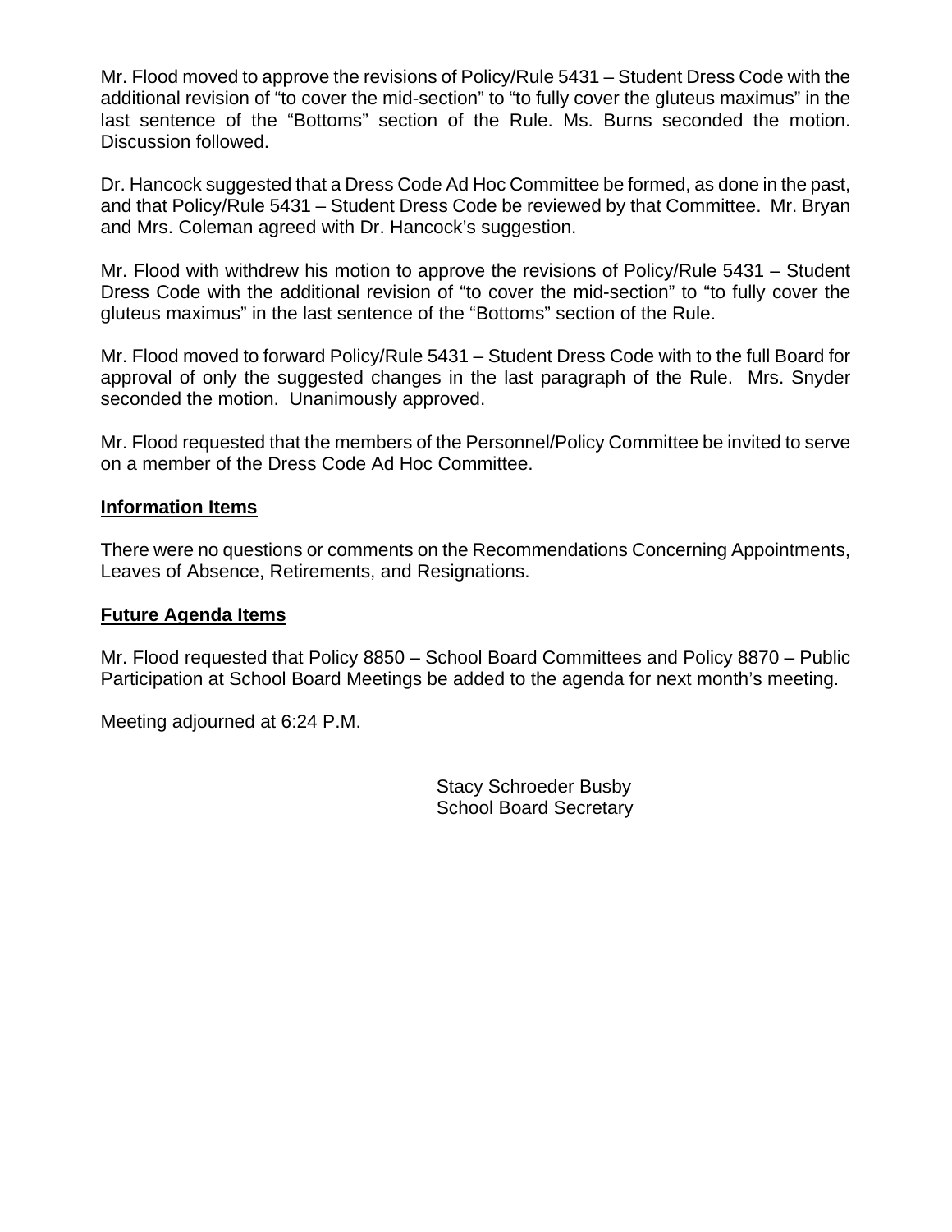Mr. Flood moved to approve the revisions of Policy/Rule 5431 – Student Dress Code with the additional revision of "to cover the mid-section" to "to fully cover the gluteus maximus" in the last sentence of the "Bottoms" section of the Rule. Ms. Burns seconded the motion. Discussion followed.

Dr. Hancock suggested that a Dress Code Ad Hoc Committee be formed, as done in the past, and that Policy/Rule 5431 – Student Dress Code be reviewed by that Committee. Mr. Bryan and Mrs. Coleman agreed with Dr. Hancock's suggestion.

Mr. Flood with withdrew his motion to approve the revisions of Policy/Rule 5431 – Student Dress Code with the additional revision of "to cover the mid-section" to "to fully cover the gluteus maximus" in the last sentence of the "Bottoms" section of the Rule.

Mr. Flood moved to forward Policy/Rule 5431 – Student Dress Code with to the full Board for approval of only the suggested changes in the last paragraph of the Rule. Mrs. Snyder seconded the motion. Unanimously approved.

Mr. Flood requested that the members of the Personnel/Policy Committee be invited to serve on a member of the Dress Code Ad Hoc Committee.

**Information Items**

There were no questions or comments on the Recommendations Concerning Appointments, Leaves of Absence, Retirements, and Resignations.

**Future Agenda Items**

Mr. Flood requested that Policy 8850 – School Board Committees and Policy 8870 – Public Participation at School Board Meetings be added to the agenda for next month's meeting.

Meeting adjourned at 6:24 P.M.

Stacy Schroeder Busby
School Board Secretary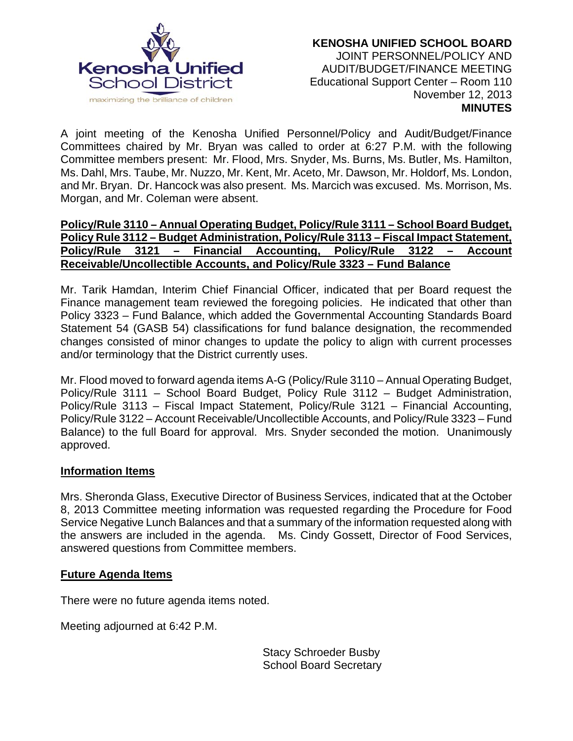Kenosha Unified School District

maximizing the brilliance of children

**KENOSHA UNIFIED SCHOOL BOARD**
JOINT PERSONNEL/POLICY AND
AUDIT/BUDGET/FINANCE MEETING
Educational Support Center – Room 110
November 12, 2013
**MINUTES**

A joint meeting of the Kenosha Unified Personnel/Policy and Audit/Budget/Finance Committees chaired by Mr. Bryan was called to order at 6:27 P.M. with the following Committee members present: Mr. Flood, Mrs. Snyder, Ms. Burns, Ms. Butler, Ms. Hamilton, Ms. Dahl, Mrs. Taube, Mr. Nuzzo, Mr. Kent, Mr. Aceto, Mr. Dawson, Mr. Holdorf, Ms. London, and Mr. Bryan. Dr. Hancock was also present. Ms. Marcich was excused. Ms. Morrison, Ms. Morgan, and Mr. Coleman were absent.

**Policy/Rule 3110 – Annual Operating Budget, Policy/Rule 3111 – School Board Budget, Policy Rule 3112 – Budget Administration, Policy/Rule 3113 – Fiscal Impact Statement, Policy/Rule 3121 – Financial Accounting, Policy/Rule 3122 – Account Receivable/Uncollectible Accounts, and Policy/Rule 3323 – Fund Balance**

Mr. Tarik Hamdan, Interim Chief Financial Officer, indicated that per Board request the Finance management team reviewed the foregoing policies. He indicated that other than Policy 3323 – Fund Balance, which added the Governmental Accounting Standards Board Statement 54 (GASB 54) classifications for fund balance designation, the recommended changes consisted of minor changes to update the policy to align with current processes and/or terminology that the District currently uses.

Mr. Flood moved to forward agenda items A-G (Policy/Rule 3110 – Annual Operating Budget, Policy/Rule 3111 – School Board Budget, Policy Rule 3112 – Budget Administration, Policy/Rule 3113 – Fiscal Impact Statement, Policy/Rule 3121 – Financial Accounting, Policy/Rule 3122 – Account Receivable/Uncollectible Accounts, and Policy/Rule 3323 – Fund Balance) to the full Board for approval. Mrs. Snyder seconded the motion. Unanimously approved.

**Information Items**

Mrs. Sheronda Glass, Executive Director of Business Services, indicated that at the October 8, 2013 Committee meeting information was requested regarding the Procedure for Food Service Negative Lunch Balances and that a summary of the information requested along with the answers are included in the agenda. Ms. Cindy Gossett, Director of Food Services, answered questions from Committee members.

**Future Agenda Items**

There were no future agenda items noted.

Meeting adjourned at 6:42 P.M.

Stacy Schroeder Busby
School Board Secretary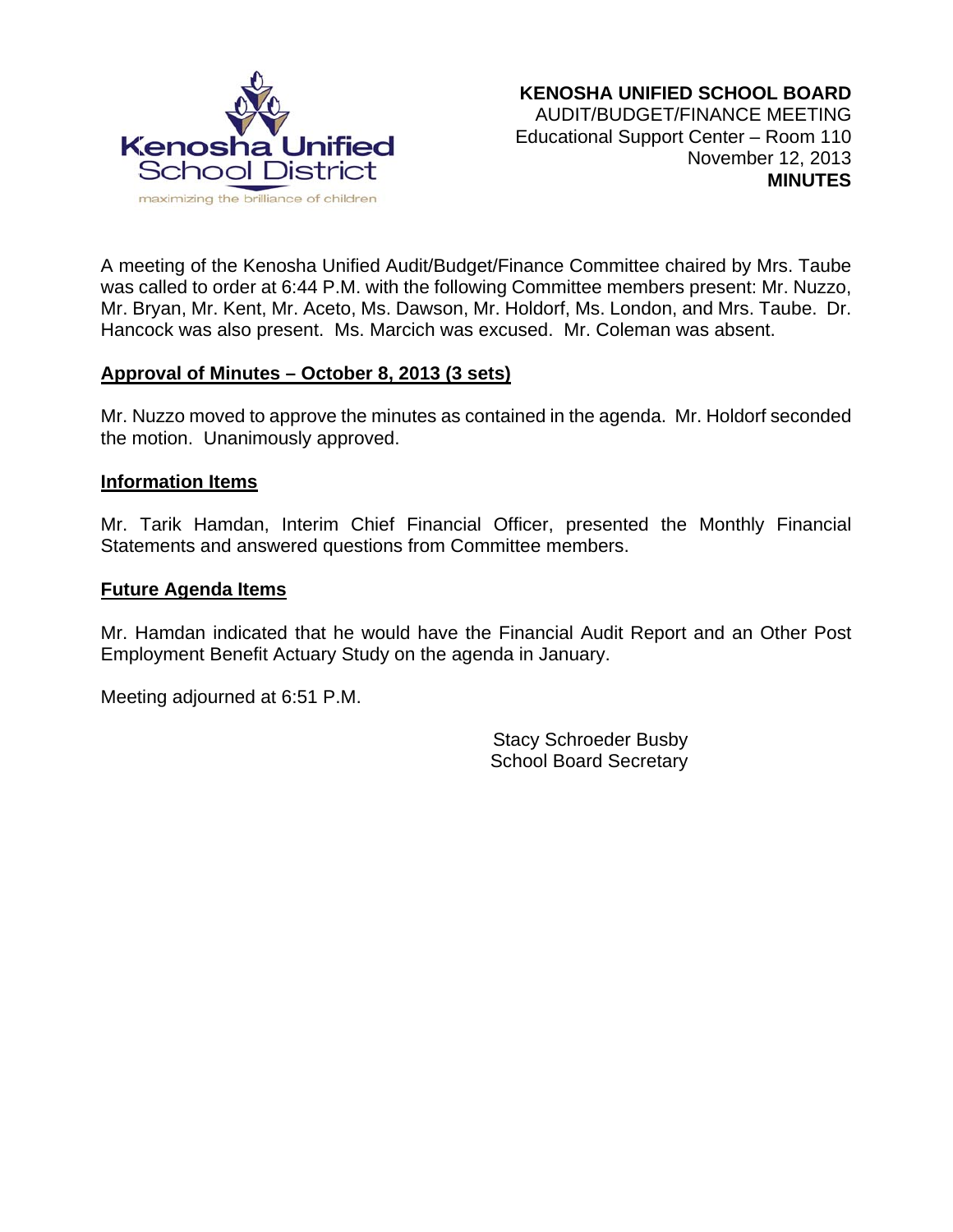**KENOSHA UNIFIED SCHOOL BOARD**
AUDIT/BUDGET/FINANCE MEETING
Educational Support Center – Room 110
November 12, 2013
**MINUTES**

A meeting of the Kenosha Unified Audit/Budget/Finance Committee chaired by Mrs. Taube was called to order at 6:44 P.M. with the following Committee members present: Mr. Nuzzo, Mr. Bryan, Mr. Kent, Mr. Aceto, Ms. Dawson, Mr. Holdorf, Ms. London, and Mrs. Taube. Dr. Hancock was also present. Ms. Marcich was excused. Mr. Coleman was absent.

**Approval of Minutes – October 8, 2013 (3 sets)**

Mr. Nuzzo moved to approve the minutes as contained in the agenda. Mr. Holdorf seconded the motion. Unanimously approved.

**Information Items**

Mr. Tarik Hamdan, Interim Chief Financial Officer, presented the Monthly Financial Statements and answered questions from Committee members.

**Future Agenda Items**

Mr. Hamdan indicated that he would have the Financial Audit Report and an Other Post Employment Benefit Actuary Study on the agenda in January.

Meeting adjourned at 6:51 P.M.

Stacy Schroeder Busby
School Board Secretary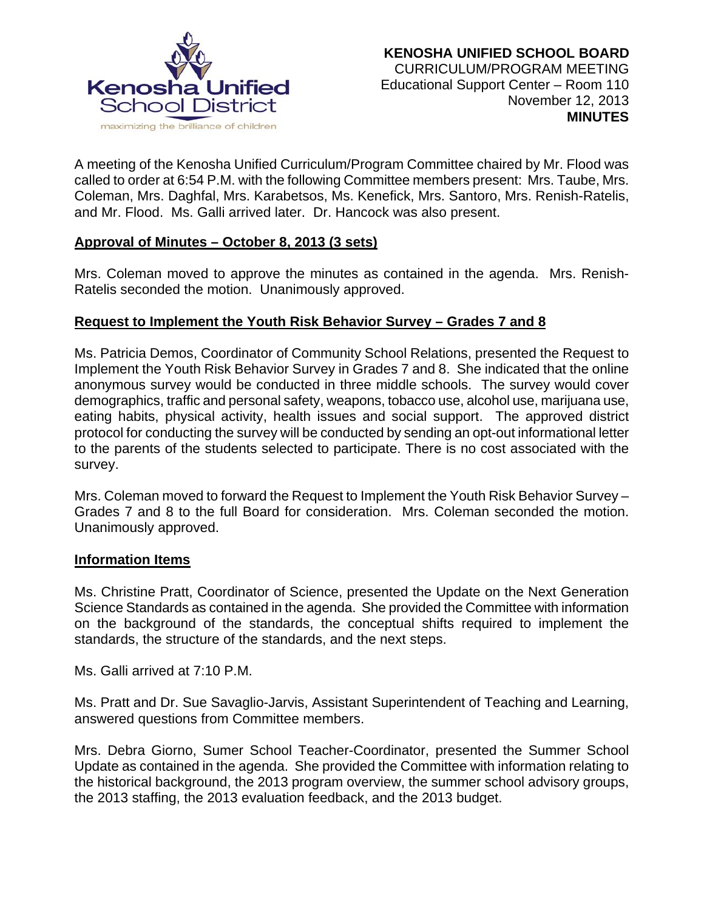**KENOSHA UNIFIED SCHOOL BOARD**
CURRICULUM/PROGRAM MEETING
Educational Support Center – Room 110
November 12, 2013
**MINUTES**

A meeting of the Kenosha Unified Curriculum/Program Committee chaired by Mr. Flood was called to order at 6:54 P.M. with the following Committee members present: Mrs. Taube, Mrs. Coleman, Mrs. Daghfal, Mrs. Karabetsos, Ms. Kenefick, Mrs. Santoro, Mrs. Renish-Ratelis, and Mr. Flood. Ms. Galli arrived later. Dr. Hancock was also present.

**Approval of Minutes – October 8, 2013 (3 sets)**

Mrs. Coleman moved to approve the minutes as contained in the agenda. Mrs. Renish-Ratelis seconded the motion. Unanimously approved.

**Request to Implement the Youth Risk Behavior Survey – Grades 7 and 8**

Ms. Patricia Demos, Coordinator of Community School Relations, presented the Request to Implement the Youth Risk Behavior Survey in Grades 7 and 8. She indicated that the online anonymous survey would be conducted in three middle schools. The survey would cover demographics, traffic and personal safety, weapons, tobacco use, alcohol use, marijuana use, eating habits, physical activity, health issues and social support. The approved district protocol for conducting the survey will be conducted by sending an opt-out informational letter to the parents of the students selected to participate. There is no cost associated with the survey.

Mrs. Coleman moved to forward the Request to Implement the Youth Risk Behavior Survey – Grades 7 and 8 to the full Board for consideration. Mrs. Coleman seconded the motion. Unanimously approved.

**Information Items**

Ms. Christine Pratt, Coordinator of Science, presented the Update on the Next Generation Science Standards as contained in the agenda. She provided the Committee with information on the background of the standards, the conceptual shifts required to implement the standards, the structure of the standards, and the next steps.

Ms. Galli arrived at 7:10 P.M.

Ms. Pratt and Dr. Sue Savaglio-Jarvis, Assistant Superintendent of Teaching and Learning, answered questions from Committee members.

Mrs. Debra Giorno, Sumer School Teacher-Coordinator, presented the Summer School Update as contained in the agenda. She provided the Committee with information relating to the historical background, the 2013 program overview, the summer school advisory groups, the 2013 staffing, the 2013 evaluation feedback, and the 2013 budget.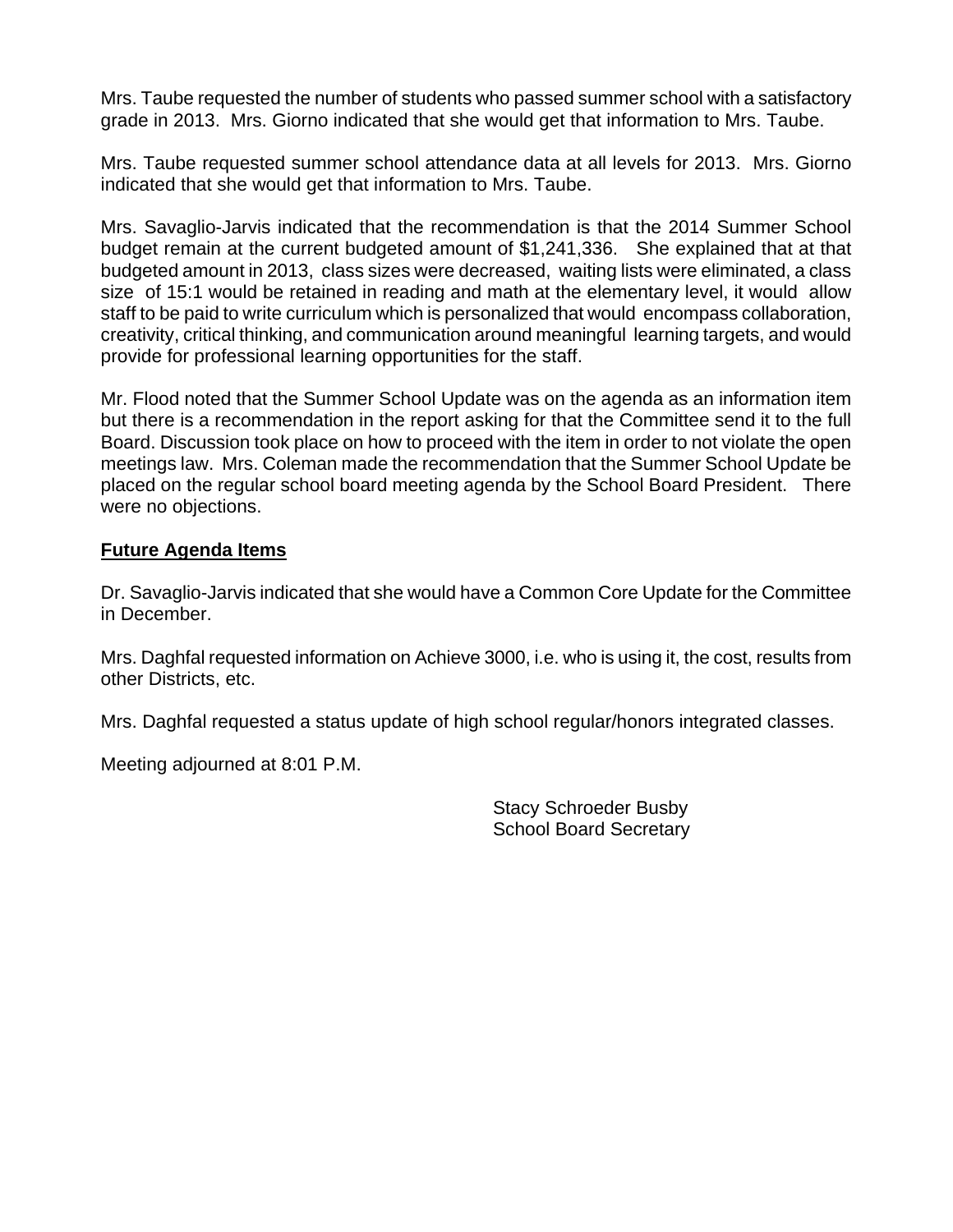Mrs. Taube requested the number of students who passed summer school with a satisfactory grade in 2013. Mrs. Giorno indicated that she would get that information to Mrs. Taube.

Mrs. Taube requested summer school attendance data at all levels for 2013. Mrs. Giorno indicated that she would get that information to Mrs. Taube.

Mrs. Savaglio-Jarvis indicated that the recommendation is that the 2014 Summer School budget remain at the current budgeted amount of $1,241,336. She explained that at that budgeted amount in 2013, class sizes were decreased, waiting lists were eliminated, a class size of 15:1 would be retained in reading and math at the elementary level, it would allow staff to be paid to write curriculum which is personalized that would encompass collaboration, creativity, critical thinking, and communication around meaningful learning targets, and would provide for professional learning opportunities for the staff.

Mr. Flood noted that the Summer School Update was on the agenda as an information item but there is a recommendation in the report asking for that the Committee send it to the full Board. Discussion took place on how to proceed with the item in order to not violate the open meetings law. Mrs. Coleman made the recommendation that the Summer School Update be placed on the regular school board meeting agenda by the School Board President. There were no objections.

**Future Agenda Items**

Dr. Savaglio-Jarvis indicated that she would have a Common Core Update for the Committee in December.

Mrs. Daghfal requested information on Achieve 3000, i.e. who is using it, the cost, results from other Districts, etc.

Mrs. Daghfal requested a status update of high school regular/honors integrated classes.

Meeting adjourned at 8:01 P.M.

Stacy Schroeder Busby
School Board Secretary